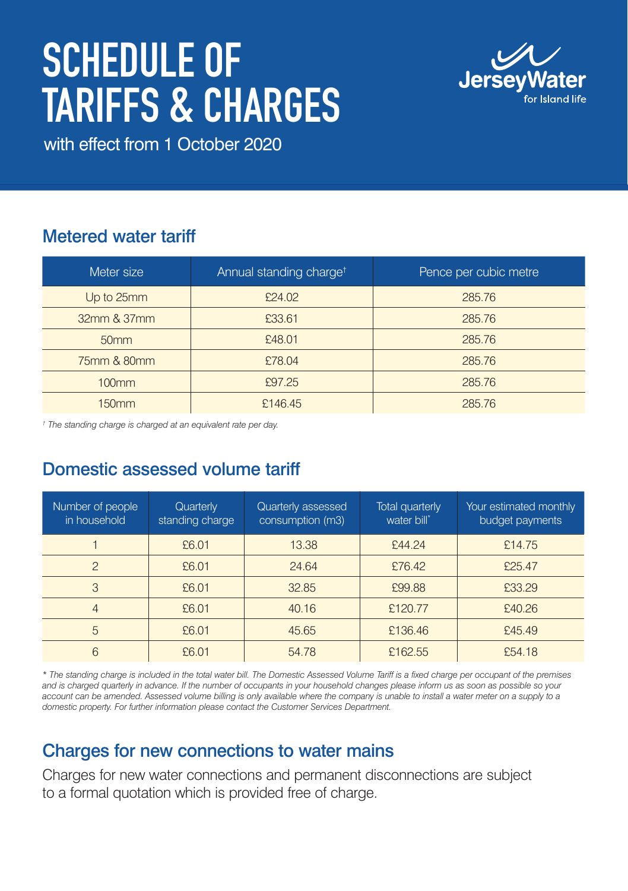# SCHEDULE OF TARIFFS & CHARGES

with effect from 1 October 2020

JerseyWater
for Island life

## Metered water tariff

| Meter size | Annual standing charge[†] | Pence per cubic metre |
|---|---|---|
| Up to 25mm | £24.02 | 285.76 |
| 32mm & 37mm | £33.61 | 285.76 |
| 50mm | £48.01 | 285.76 |
| 75mm & 80mm | £78.04 | 285.76 |
| 100mm | £97.25 | 285.76 |
| 150mm | £146.45 | 285.76 |

*[†] The standing charge is charged at an equivalent rate per day.*

## Domestic assessed volume tariff

| Number of people in household | Quarterly standing charge | Quarterly assessed consumption (m3) | Total quarterly water bill* | Your estimated monthly budget payments |
|---|---|---|---|---|
| 1 | £6.01 | 13.38 | £44.24 | £14.75 |
| 2 | £6.01 | 24.64 | £76.42 | £25.47 |
| 3 | £6.01 | 32.85 | £99.88 | £33.29 |
| 4 | £6.01 | 40.16 | £120.77 | £40.26 |
| 5 | £6.01 | 45.65 | £136.46 | £45.49 |
| 6 | £6.01 | 54.78 | £162.55 | £54.18 |

*\* The standing charge is included in the total water bill. The Domestic Assessed Volume Tariff is a fixed charge per occupant of the premises and is charged quarterly in advance. If the number of occupants in your household changes please inform us as soon as possible so your account can be amended. Assessed volume billing is only available where the company is unable to install a water meter on a supply to a domestic property. For further information please contact the Customer Services Department.*

## Charges for new connections to water mains

Charges for new water connections and permanent disconnections are subject to a formal quotation which is provided free of charge.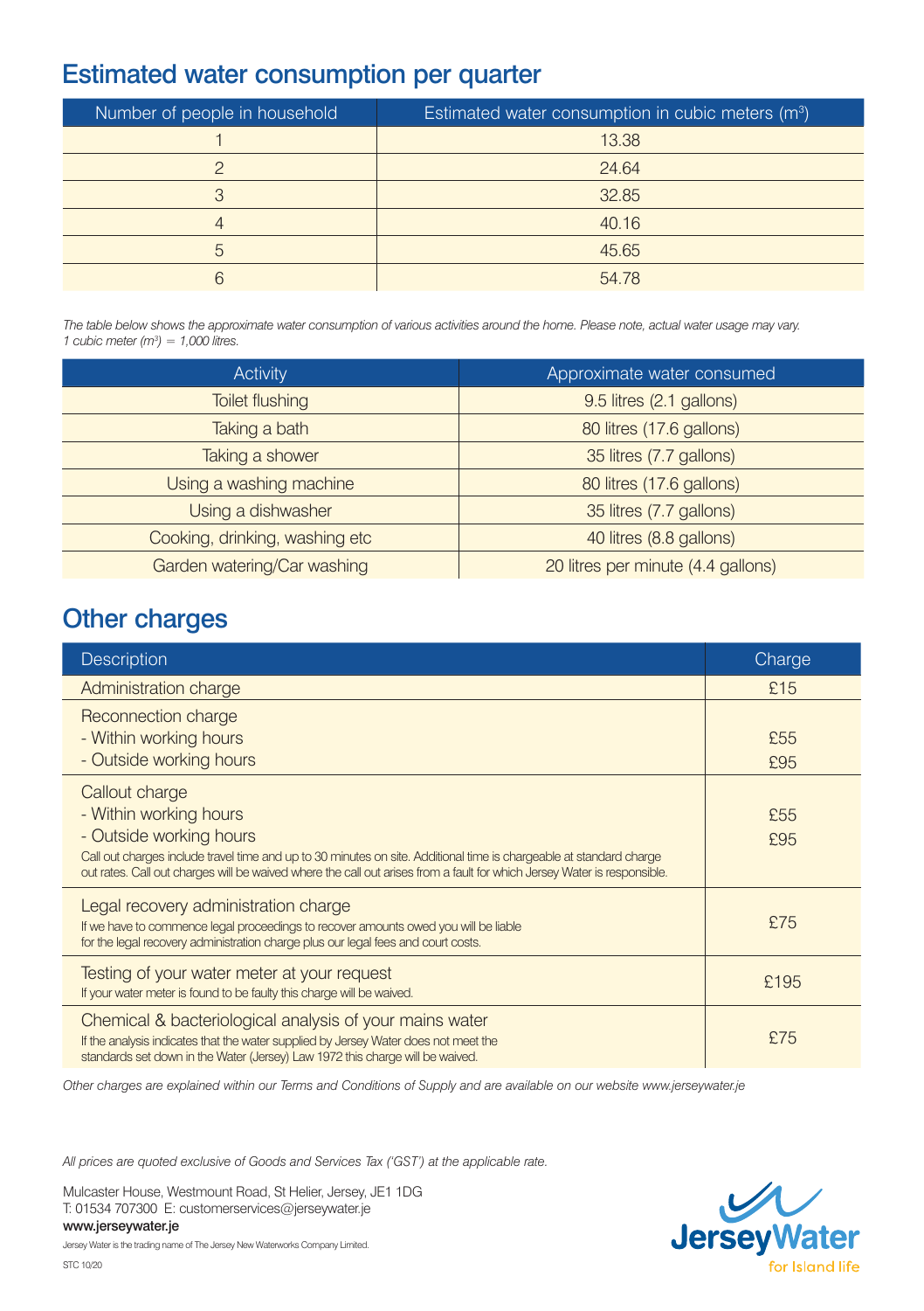## Estimated water consumption per quarter

| Number of people in household | Estimated water consumption in cubic meters ($m^3$) |
|---|---|
| 1 | 13.38 |
| 2 | 24.64 |
| 3 | 32.85 |
| 4 | 40.16 |
| 5 | 45.65 |
| 6 | 54.78 |

*The table below shows the approximate water consumption of various activities around the home. Please note, actual water usage may vary.*
*1 cubic meter ($m^3$) = 1,000 litres.*

| Activity | Approximate water consumed |
|---|---|
| Toilet flushing | 9.5 litres (2.1 gallons) |
| Taking a bath | 80 litres (17.6 gallons) |
| Taking a shower | 35 litres (7.7 gallons) |
| Using a washing machine | 80 litres (17.6 gallons) |
| Using a dishwasher | 35 litres (7.7 gallons) |
| Cooking, drinking, washing etc | 40 litres (8.8 gallons) |
| Garden watering/Car washing | 20 litres per minute (4.4 gallons) |

## Other charges

| Description | Charge |
|---|---|
| Administration charge | £15 |
| Reconnection charge<br>- Within working hours<br>- Outside working hours | <br>£55<br>£95 |
| Callout charge<br>- Within working hours<br>- Outside working hours<br>Call out charges include travel time and up to 30 minutes on site. Additional time is chargeable at standard charge out rates. Call out charges will be waived where the call out arises from a fault for which Jersey Water is responsible. | <br>£55<br>£95 |
| Legal recovery administration charge<br>If we have to commence legal proceedings to recover amounts owed you will be liable for the legal recovery administration charge plus our legal fees and court costs. | £75 |
| Testing of your water meter at your request<br>If your water meter is found to be faulty this charge will be waived. | £195 |
| Chemical & bacteriological analysis of your mains water<br>If the analysis indicates that the water supplied by Jersey Water does not meet the standards set down in the Water (Jersey) Law 1972 this charge will be waived. | £75 |

*Other charges are explained within our Terms and Conditions of Supply and are available on our website www.jerseywater.je*

*All prices are quoted exclusive of Goods and Services Tax ('GST') at the applicable rate.*

Mulcaster House, Westmount Road, St Helier, Jersey, JE1 1DG
T: 01534 707300 E: customerservices@jerseywater.je
**www.jerseywater.je**

Jersey Water is the trading name of The Jersey New Waterworks Company Limited.

STC 10/20

JerseyWater
for Island life